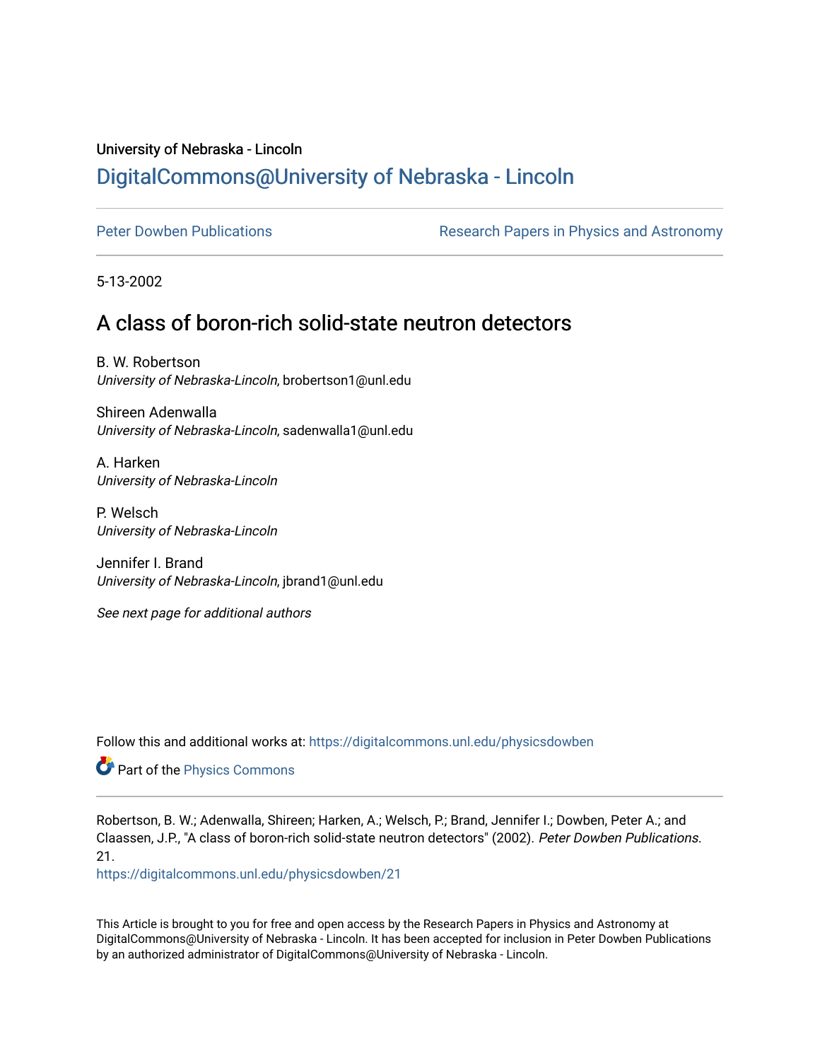University of Nebraska - Lincoln

DigitalCommons@University of Nebraska - Lincoln

Peter Dowben Publications

Research Papers in Physics and Astronomy

5-13-2002

# A class of boron-rich solid-state neutron detectors

B. W. Robertson
*University of Nebraska-Lincoln*, brobertson1@unl.edu

Shireen Adenwalla
*University of Nebraska-Lincoln*, sadenwalla1@unl.edu

A. Harken
*University of Nebraska-Lincoln*

P. Welsch
*University of Nebraska-Lincoln*

Jennifer I. Brand
*University of Nebraska-Lincoln*, jbrand1@unl.edu

*See next page for additional authors*

Follow this and additional works at: https://digitalcommons.unl.edu/physicsdowben

Part of the Physics Commons

Robertson, B. W.; Adenwalla, Shireen; Harken, A.; Welsch, P.; Brand, Jennifer I.; Dowben, Peter A.; and Claassen, J.P., "A class of boron-rich solid-state neutron detectors" (2002). *Peter Dowben Publications*. 21.
https://digitalcommons.unl.edu/physicsdowben/21

This Article is brought to you for free and open access by the Research Papers in Physics and Astronomy at DigitalCommons@University of Nebraska - Lincoln. It has been accepted for inclusion in Peter Dowben Publications by an authorized administrator of DigitalCommons@University of Nebraska - Lincoln.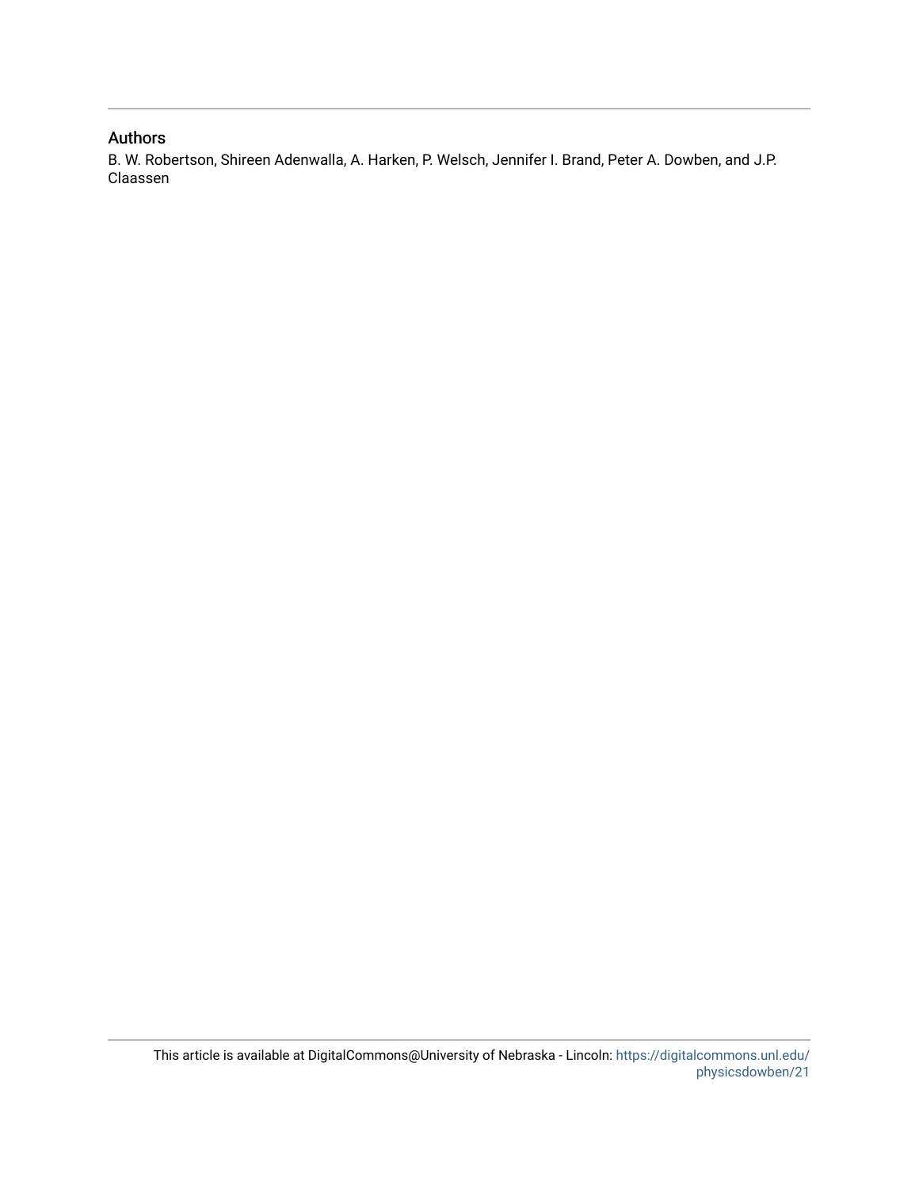## Authors

B. W. Robertson, Shireen Adenwalla, A. Harken, P. Welsch, Jennifer I. Brand, Peter A. Dowben, and J.P. Claassen

This article is available at DigitalCommons@University of Nebraska - Lincoln: https://digitalcommons.unl.edu/physicsdowben/21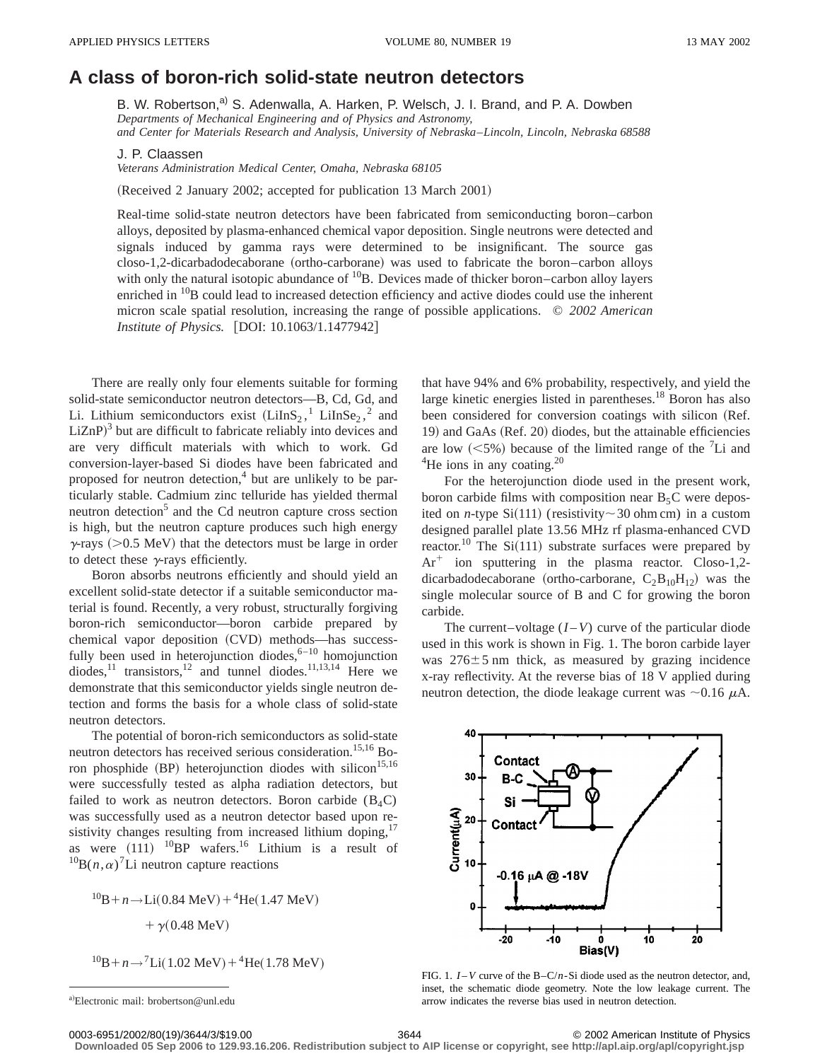# A class of boron-rich solid-state neutron detectors

B. W. Robertson,[a] S. Adenwalla, A. Harken, P. Welsch, J. I. Brand, and P. A. Dowben

*Departments of Mechanical Engineering and of Physics and Astronomy, and Center for Materials Research and Analysis, University of Nebraska–Lincoln, Lincoln, Nebraska 68588*

J. P. Claassen

*Veterans Administration Medical Center, Omaha, Nebraska 68105*

(Received 2 January 2002; accepted for publication 13 March 2001)

Real-time solid-state neutron detectors have been fabricated from semiconducting boron–carbon alloys, deposited by plasma-enhanced chemical vapor deposition. Single neutrons were detected and signals induced by gamma rays were determined to be insignificant. The source gas closo-1,2-dicarbadodecaborane (ortho-carborane) was used to fabricate the boron–carbon alloys with only the natural isotopic abundance of $^{10}$B. Devices made of thicker boron–carbon alloy layers enriched in $^{10}$B could lead to increased detection efficiency and active diodes could use the inherent micron scale spatial resolution, increasing the range of possible applications. © *2002 American Institute of Physics.* [DOI: 10.1063/1.1477942]

There are really only four elements suitable for forming solid-state semiconductor neutron detectors—B, Cd, Gd, and Li. Lithium semiconductors exist ($LiInS_2$,[1] $LiInSe_2$,[2] and LiZnP)[3] but are difficult to fabricate reliably into devices and are very difficult materials with which to work. Gd conversion-layer-based Si diodes have been fabricated and proposed for neutron detection,[4] but are unlikely to be particularly stable. Cadmium zinc telluride has yielded thermal neutron detection[5] and the Cd neutron capture cross section is high, but the neutron capture produces such high energy $\gamma$-rays ($>0.5$ MeV) that the detectors must be large in order to detect these $\gamma$-rays efficiently.

Boron absorbs neutrons efficiently and should yield an excellent solid-state detector if a suitable semiconductor material is found. Recently, a very robust, structurally forgiving boron-rich semiconductor—boron carbide prepared by chemical vapor deposition (CVD) methods—has successfully been used in heterojunction diodes,[6–10] homojunction diodes,[11] transistors,[12] and tunnel diodes.[11,13,14] Here we demonstrate that this semiconductor yields single neutron detection and forms the basis for a whole class of solid-state neutron detectors.

The potential of boron-rich semiconductors as solid-state neutron detectors has received serious consideration.[15,16] Boron phosphide (BP) heterojunction diodes with silicon[15,16] were successfully tested as alpha radiation detectors, but failed to work as neutron detectors. Boron carbide ($B_4C$) was successfully used as a neutron detector based upon resistivity changes resulting from increased lithium doping,[17] as were (111) $^{10}$BP wafers.[16] Lithium is a result of $^{10}\mathrm{B}(n,\alpha)^7\mathrm{Li}$ neutron capture reactions

$$^{10}\mathrm{B}+n\rightarrow \mathrm{Li}(0.84\ \mathrm{MeV})+{}^4\mathrm{He}(1.47\ \mathrm{MeV}) + \gamma(0.48\ \mathrm{MeV})$$

$$^{10}\mathrm{B}+n\rightarrow {}^7\mathrm{Li}(1.02\ \mathrm{MeV})+{}^4\mathrm{He}(1.78\ \mathrm{MeV})$$

that have 94% and 6% probability, respectively, and yield the large kinetic energies listed in parentheses.[18] Boron has also been considered for conversion coatings with silicon (Ref. 19) and GaAs (Ref. 20) diodes, but the attainable efficiencies are low ($<5\%$) because of the limited range of the $^7$Li and $^4$He ions in any coating.[20]

For the heterojunction diode used in the present work, boron carbide films with composition near $B_5C$ were deposited on *n*-type Si(111) (resistivity ~30 ohm cm) in a custom designed parallel plate 13.56 MHz rf plasma-enhanced CVD reactor.[10] The Si(111) substrate surfaces were prepared by $Ar^+$ ion sputtering in the plasma reactor. Closo-1,2-dicarbadodecaborane (ortho-carborane, $C_2B_{10}H_{12}$) was the single molecular source of B and C for growing the boron carbide.

The current–voltage ($I$–$V$) curve of the particular diode used in this work is shown in Fig. 1. The boron carbide layer was 276±5 nm thick, as measured by grazing incidence x-ray reflectivity. At the reverse bias of 18 V applied during neutron detection, the diode leakage current was ~0.16 $\mu$A.

FIG. 1. $I$–$V$ curve of the B–C/$n$-Si diode used as the neutron detector, and, inset, the schematic diode geometry. Note the low leakage current. The arrow indicates the reverse bias used in neutron detection.

[a] Electronic mail: brobertson@unl.edu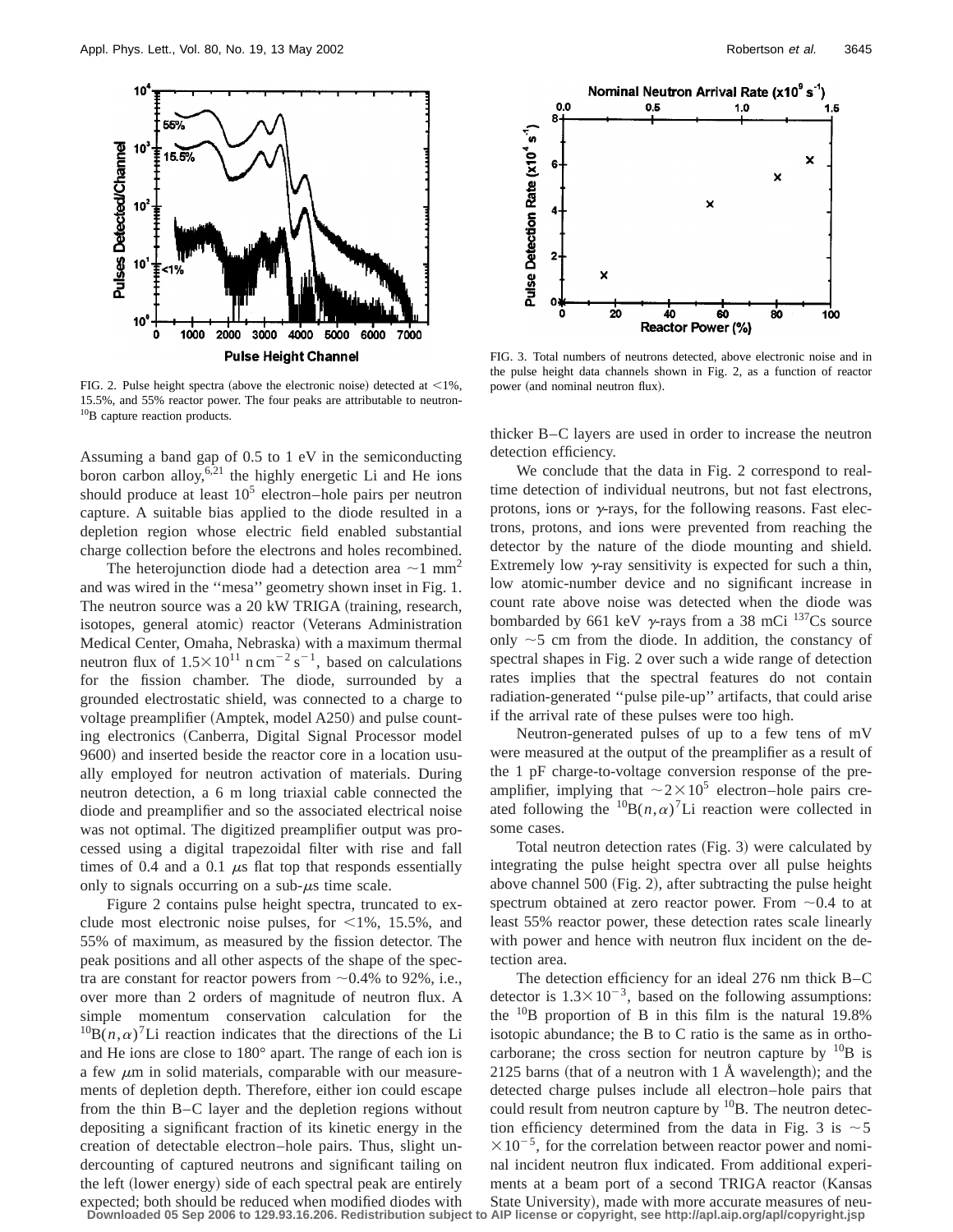FIG. 2. Pulse height spectra (above the electronic noise) detected at <1%, 15.5%, and 55% reactor power. The four peaks are attributable to neutron-$^{10}$B capture reaction products.

FIG. 3. Total numbers of neutrons detected, above electronic noise and in the pulse height data channels shown in Fig. 2, as a function of reactor power (and nominal neutron flux).

Assuming a band gap of 0.5 to 1 eV in the semiconducting boron carbon alloy,[6,21] the highly energetic Li and He ions should produce at least $10^5$ electron–hole pairs per neutron capture. A suitable bias applied to the diode resulted in a depletion region whose electric field enabled substantial charge collection before the electrons and holes recombined.

The heterojunction diode had a detection area $\sim$1 mm$^2$ and was wired in the ''mesa'' geometry shown inset in Fig. 1. The neutron source was a 20 kW TRIGA (training, research, isotopes, general atomic) reactor (Veterans Administration Medical Center, Omaha, Nebraska) with a maximum thermal neutron flux of $1.5\times10^{11}$ n cm$^{-2}$ s$^{-1}$, based on calculations for the fission chamber. The diode, surrounded by a grounded electrostatic shield, was connected to a charge to voltage preamplifier (Amptek, model A250) and pulse counting electronics (Canberra, Digital Signal Processor model 9600) and inserted beside the reactor core in a location usually employed for neutron activation of materials. During neutron detection, a 6 m long triaxial cable connected the diode and preamplifier and so the associated electrical noise was not optimal. The digitized preamplifier output was processed using a digital trapezoidal filter with rise and fall times of 0.4 and a 0.1 $\mu$s flat top that responds essentially only to signals occurring on a sub-$\mu$s time scale.

Figure 2 contains pulse height spectra, truncated to exclude most electronic noise pulses, for <1%, 15.5%, and 55% of maximum, as measured by the fission detector. The peak positions and all other aspects of the shape of the spectra are constant for reactor powers from $\sim$0.4% to 92%, i.e., over more than 2 orders of magnitude of neutron flux. A simple momentum conservation calculation for the $^{10}$B$(n,\alpha)^7$Li reaction indicates that the directions of the Li and He ions are close to 180° apart. The range of each ion is a few $\mu$m in solid materials, comparable with our measurements of depletion depth. Therefore, either ion could escape from the thin B–C layer and the depletion regions without depositing a significant fraction of its kinetic energy in the creation of detectable electron–hole pairs. Thus, slight undercounting of captured neutrons and significant tailing on the left (lower energy) side of each spectral peak are entirely expected; both should be reduced when modified diodes with thicker B–C layers are used in order to increase the neutron detection efficiency.

We conclude that the data in Fig. 2 correspond to real-time detection of individual neutrons, but not fast electrons, protons, ions or $\gamma$-rays, for the following reasons. Fast electrons, protons, and ions were prevented from reaching the detector by the nature of the diode mounting and shield. Extremely low $\gamma$-ray sensitivity is expected for such a thin, low atomic-number device and no significant increase in count rate above noise was detected when the diode was bombarded by 661 keV $\gamma$-rays from a 38 mCi $^{137}$Cs source only $\sim$5 cm from the diode. In addition, the constancy of spectral shapes in Fig. 2 over such a wide range of detection rates implies that the spectral features do not contain radiation-generated ''pulse pile-up'' artifacts, that could arise if the arrival rate of these pulses were too high.

Neutron-generated pulses of up to a few tens of mV were measured at the output of the preamplifier as a result of the 1 pF charge-to-voltage conversion response of the preamplifier, implying that $\sim2\times10^5$ electron–hole pairs created following the $^{10}$B$(n,\alpha)^7$Li reaction were collected in some cases.

Total neutron detection rates (Fig. 3) were calculated by integrating the pulse height spectra over all pulse heights above channel 500 (Fig. 2), after subtracting the pulse height spectrum obtained at zero reactor power. From $\sim$0.4 to at least 55% reactor power, these detection rates scale linearly with power and hence with neutron flux incident on the detection area.

The detection efficiency for an ideal 276 nm thick B–C detector is $1.3\times10^{-3}$, based on the following assumptions: the $^{10}$B proportion of B in this film is the natural 19.8% isotopic abundance; the B to C ratio is the same as in orthocarborane; the cross section for neutron capture by $^{10}$B is 2125 barns (that of a neutron with 1 Å wavelength); and the detected charge pulses include all electron–hole pairs that could result from neutron capture by $^{10}$B. The neutron detection efficiency determined from the data in Fig. 3 is $\sim5\times10^{-5}$, for the correlation between reactor power and nominal incident neutron flux indicated. From additional experiments at a beam port of a second TRIGA reactor (Kansas State University), made with more accurate measures of neu-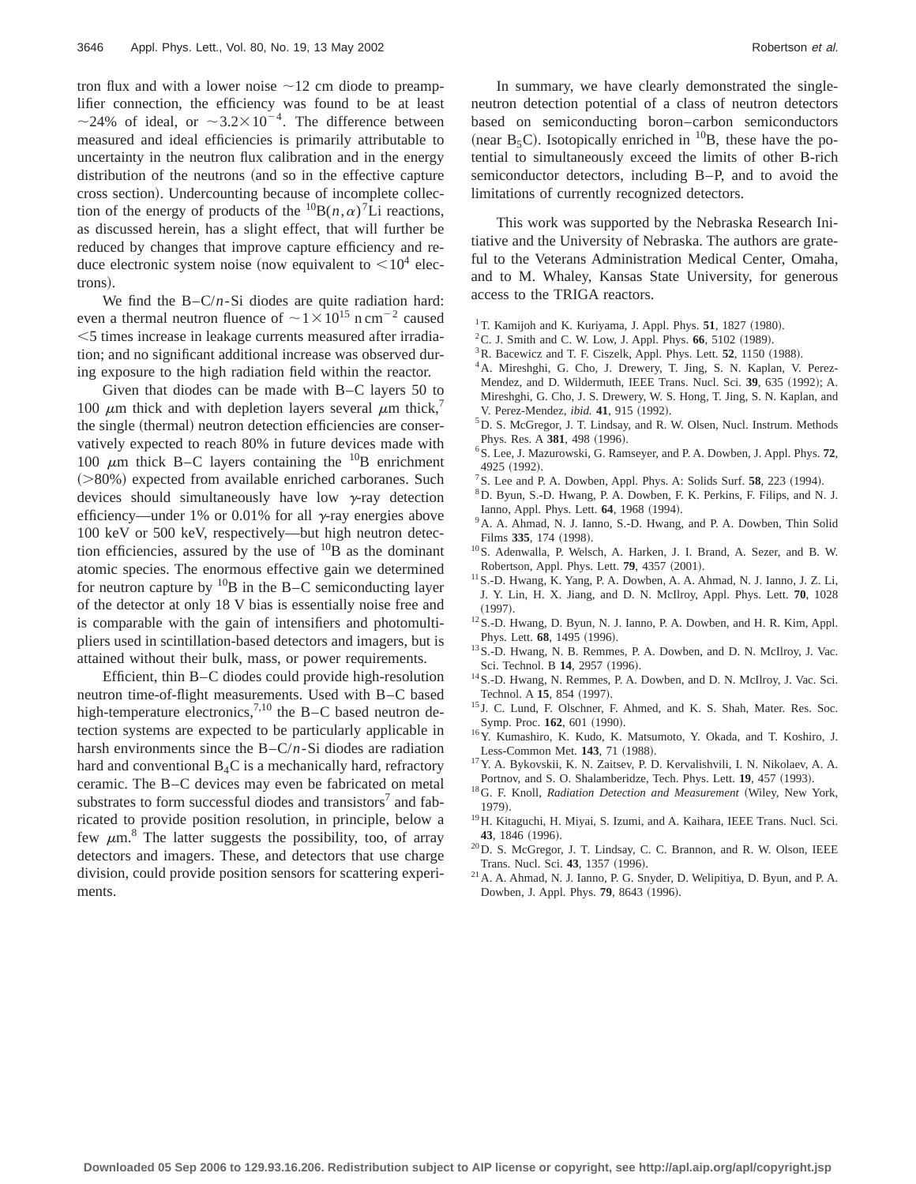tron flux and with a lower noise ~12 cm diode to preamplifier connection, the efficiency was found to be at least ~24% of ideal, or $\sim 3.2\times10^{-4}$. The difference between measured and ideal efficiencies is primarily attributable to uncertainty in the neutron flux calibration and in the energy distribution of the neutrons (and so in the effective capture cross section). Undercounting because of incomplete collection of the energy of products of the $^{10}B(n,\alpha)^{7}Li$ reactions, as discussed herein, has a slight effect, that will further be reduced by changes that improve capture efficiency and reduce electronic system noise (now equivalent to $<10^4$ electrons).

We find the B–C/$n$-Si diodes are quite radiation hard: even a thermal neutron fluence of $\sim 1\times10^{15}$ n cm$^{-2}$ caused <5 times increase in leakage currents measured after irradiation; and no significant additional increase was observed during exposure to the high radiation field within the reactor.

Given that diodes can be made with B–C layers 50 to 100 $\mu$m thick and with depletion layers several $\mu$m thick,[7] the single (thermal) neutron detection efficiencies are conservatively expected to reach 80% in future devices made with 100 $\mu$m thick B–C layers containing the $^{10}B$ enrichment (>80%) expected from available enriched carboranes. Such devices should simultaneously have low $\gamma$-ray detection efficiency—under 1% or 0.01% for all $\gamma$-ray energies above 100 keV or 500 keV, respectively—but high neutron detection efficiencies, assured by the use of $^{10}B$ as the dominant atomic species. The enormous effective gain we determined for neutron capture by $^{10}B$ in the B–C semiconducting layer of the detector at only 18 V bias is essentially noise free and is comparable with the gain of intensifiers and photomultipliers used in scintillation-based detectors and imagers, but is attained without their bulk, mass, or power requirements.

Efficient, thin B–C diodes could provide high-resolution neutron time-of-flight measurements. Used with B–C based high-temperature electronics,[7,10] the B–C based neutron detection systems are expected to be particularly applicable in harsh environments since the B–C/$n$-Si diodes are radiation hard and conventional $B_4C$ is a mechanically hard, refractory ceramic. The B–C devices may even be fabricated on metal substrates to form successful diodes and transistors[7] and fabricated to provide position resolution, in principle, below a few $\mu$m.[8] The latter suggests the possibility, too, of array detectors and imagers. These, and detectors that use charge division, could provide position sensors for scattering experiments.

In summary, we have clearly demonstrated the single-neutron detection potential of a class of neutron detectors based on semiconducting boron–carbon semiconductors (near $B_5C$). Isotopically enriched in $^{10}B$, these have the potential to simultaneously exceed the limits of other B-rich semiconductor detectors, including B–P, and to avoid the limitations of currently recognized detectors.

This work was supported by the Nebraska Research Initiative and the University of Nebraska. The authors are grateful to the Veterans Administration Medical Center, Omaha, and to M. Whaley, Kansas State University, for generous access to the TRIGA reactors.

[1] T. Kamijoh and K. Kuriyama, J. Appl. Phys. **51**, 1827 (1980).
[2] C. J. Smith and C. W. Low, J. Appl. Phys. **66**, 5102 (1989).
[3] R. Bacewicz and T. F. Ciszelk, Appl. Phys. Lett. **52**, 1150 (1988).
[4] A. Mireshghi, G. Cho, J. Drewery, T. Jing, S. N. Kaplan, V. Perez-Mendez, and D. Wildermuth, IEEE Trans. Nucl. Sci. **39**, 635 (1992); A. Mireshghi, G. Cho, J. S. Drewery, W. S. Hong, T. Jing, S. N. Kaplan, and V. Perez-Mendez, *ibid.* **41**, 915 (1992).
[5] D. S. McGregor, J. T. Lindsay, and R. W. Olsen, Nucl. Instrum. Methods Phys. Res. A **381**, 498 (1996).
[6] S. Lee, J. Mazurowski, G. Ramseyer, and P. A. Dowben, J. Appl. Phys. **72**, 4925 (1992).
[7] S. Lee and P. A. Dowben, Appl. Phys. A: Solids Surf. **58**, 223 (1994).
[8] D. Byun, S.-D. Hwang, P. A. Dowben, F. K. Perkins, F. Filips, and N. J. Ianno, Appl. Phys. Lett. **64**, 1968 (1994).
[9] A. A. Ahmad, N. J. Ianno, S.-D. Hwang, and P. A. Dowben, Thin Solid Films **335**, 174 (1998).
[10] S. Adenwalla, P. Welsch, A. Harken, J. I. Brand, A. Sezer, and B. W. Robertson, Appl. Phys. Lett. **79**, 4357 (2001).
[11] S.-D. Hwang, K. Yang, P. A. Dowben, A. A. Ahmad, N. J. Ianno, J. Z. Li, J. Y. Lin, H. X. Jiang, and D. N. McIlroy, Appl. Phys. Lett. **70**, 1028 (1997).
[12] S.-D. Hwang, D. Byun, N. J. Ianno, P. A. Dowben, and H. R. Kim, Appl. Phys. Lett. **68**, 1495 (1996).
[13] S.-D. Hwang, N. B. Remmes, P. A. Dowben, and D. N. McIlroy, J. Vac. Sci. Technol. B **14**, 2957 (1996).
[14] S.-D. Hwang, N. Remmes, P. A. Dowben, and D. N. McIlroy, J. Vac. Sci. Technol. A **15**, 854 (1997).
[15] J. C. Lund, F. Olschner, F. Ahmed, and K. S. Shah, Mater. Res. Soc. Symp. Proc. **162**, 601 (1990).
[16] Y. Kumashiro, K. Kudo, K. Matsumoto, Y. Okada, and T. Koshiro, J. Less-Common Met. **143**, 71 (1988).
[17] Y. A. Bykovskii, K. N. Zaitsev, P. D. Kervalishvili, I. N. Nikolaev, A. A. Portnov, and S. O. Shalamberidze, Tech. Phys. Lett. **19**, 457 (1993).
[18] G. F. Knoll, *Radiation Detection and Measurement* (Wiley, New York, 1979).
[19] H. Kitaguchi, H. Miyai, S. Izumi, and A. Kaihara, IEEE Trans. Nucl. Sci. **43**, 1846 (1996).
[20] D. S. McGregor, J. T. Lindsay, C. C. Brannon, and R. W. Olson, IEEE Trans. Nucl. Sci. **43**, 1357 (1996).
[21] A. A. Ahmad, N. J. Ianno, P. G. Snyder, D. Welipitiya, D. Byun, and P. A. Dowben, J. Appl. Phys. **79**, 8643 (1996).